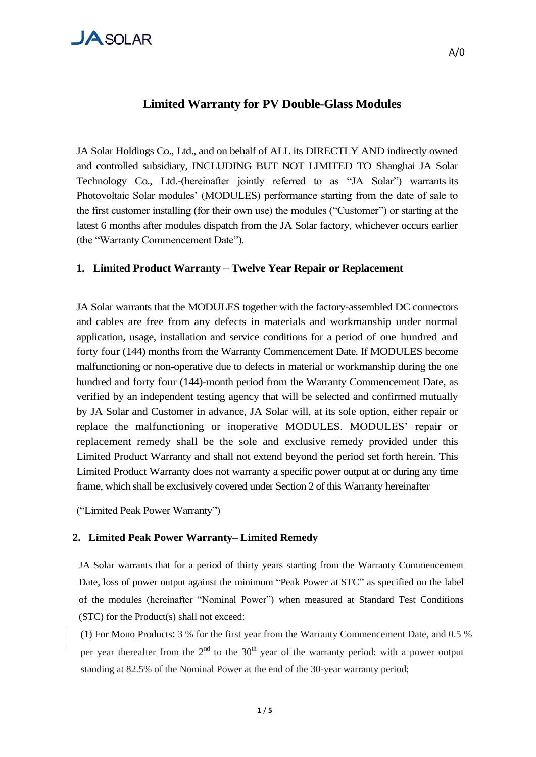A/0

# Limited Warranty for PV Double-Glass Modules

JA Solar Holdings Co., Ltd., and on behalf of ALL its DIRECTLY AND indirectly owned and controlled subsidiary, INCLUDING BUT NOT LIMITED TO Shanghai JA Solar Technology Co., Ltd.-(hereinafter jointly referred to as "JA Solar") warrants its Photovoltaic Solar modules' (MODULES) performance starting from the date of sale to the first customer installing (for their own use) the modules ("Customer") or starting at the latest 6 months after modules dispatch from the JA Solar factory, whichever occurs earlier (the "Warranty Commencement Date").

## 1. Limited Product Warranty – Twelve Year Repair or Replacement

JA Solar warrants that the MODULES together with the factory-assembled DC connectors and cables are free from any defects in materials and workmanship under normal application, usage, installation and service conditions for a period of one hundred and forty four (144) months from the Warranty Commencement Date. If MODULES become malfunctioning or non-operative due to defects in material or workmanship during the one hundred and forty four (144)-month period from the Warranty Commencement Date, as verified by an independent testing agency that will be selected and confirmed mutually by JA Solar and Customer in advance, JA Solar will, at its sole option, either repair or replace the malfunctioning or inoperative MODULES. MODULES' repair or replacement remedy shall be the sole and exclusive remedy provided under this Limited Product Warranty and shall not extend beyond the period set forth herein. This Limited Product Warranty does not warranty a specific power output at or during any time frame, which shall be exclusively covered under Section 2 of this Warranty hereinafter

("Limited Peak Power Warranty")

## 2. Limited Peak Power Warranty– Limited Remedy

JA Solar warrants that for a period of thirty years starting from the Warranty Commencement Date, loss of power output against the minimum "Peak Power at STC" as specified on the label of the modules (hereinafter "Nominal Power") when measured at Standard Test Conditions (STC) for the Product(s) shall not exceed:

(1) For Mono Products: 3 % for the first year from the Warranty Commencement Date, and 0.5 % per year thereafter from the 2nd to the 30th year of the warranty period: with a power output standing at 82.5% of the Nominal Power at the end of the 30-year warranty period;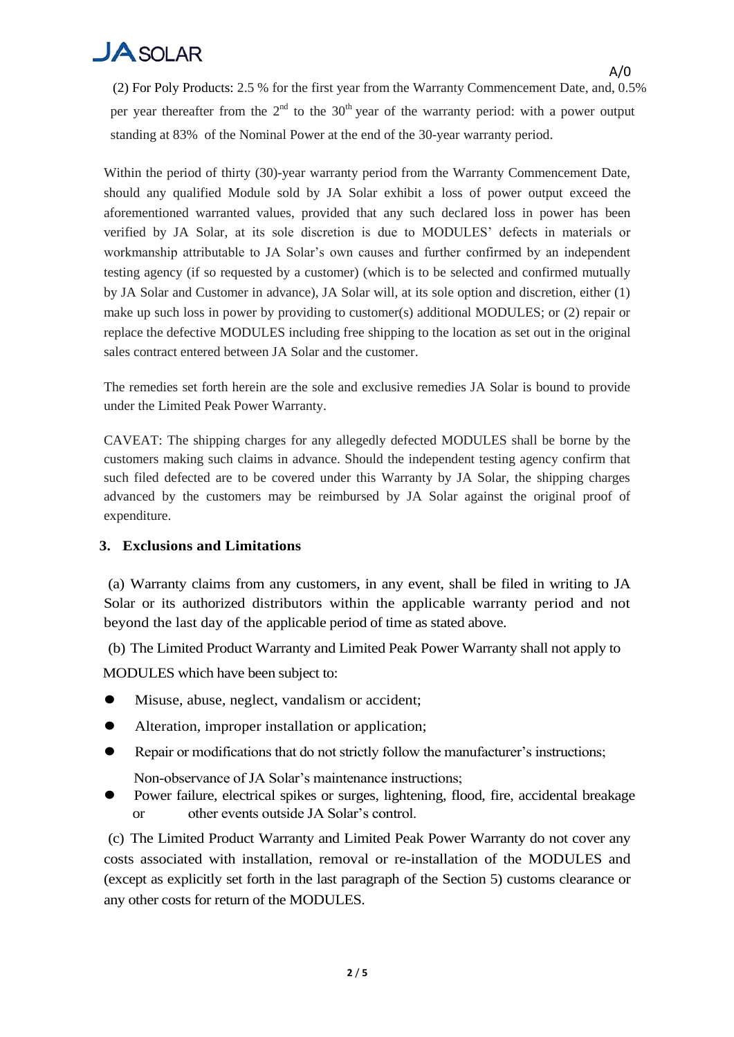(2) For Poly Products: 2.5 % for the first year from the Warranty Commencement Date, and, 0.5% per year thereafter from the 2nd to the 30th year of the warranty period: with a power output standing at 83% of the Nominal Power at the end of the 30-year warranty period.

Within the period of thirty (30)-year warranty period from the Warranty Commencement Date, should any qualified Module sold by JA Solar exhibit a loss of power output exceed the aforementioned warranted values, provided that any such declared loss in power has been verified by JA Solar, at its sole discretion is due to MODULES' defects in materials or workmanship attributable to JA Solar's own causes and further confirmed by an independent testing agency (if so requested by a customer) (which is to be selected and confirmed mutually by JA Solar and Customer in advance), JA Solar will, at its sole option and discretion, either (1) make up such loss in power by providing to customer(s) additional MODULES; or (2) repair or replace the defective MODULES including free shipping to the location as set out in the original sales contract entered between JA Solar and the customer.

The remedies set forth herein are the sole and exclusive remedies JA Solar is bound to provide under the Limited Peak Power Warranty.

CAVEAT: The shipping charges for any allegedly defected MODULES shall be borne by the customers making such claims in advance. Should the independent testing agency confirm that such filed defected are to be covered under this Warranty by JA Solar, the shipping charges advanced by the customers may be reimbursed by JA Solar against the original proof of expenditure.

## 3. Exclusions and Limitations

(a) Warranty claims from any customers, in any event, shall be filed in writing to JA Solar or its authorized distributors within the applicable warranty period and not beyond the last day of the applicable period of time as stated above.

(b) The Limited Product Warranty and Limited Peak Power Warranty shall not apply to MODULES which have been subject to:

- Misuse, abuse, neglect, vandalism or accident;
- Alteration, improper installation or application;
- Repair or modifications that do not strictly follow the manufacturer's instructions;
  Non-observance of JA Solar's maintenance instructions;
- Power failure, electrical spikes or surges, lightening, flood, fire, accidental breakage or other events outside JA Solar's control.

(c) The Limited Product Warranty and Limited Peak Power Warranty do not cover any costs associated with installation, removal or re-installation of the MODULES and (except as explicitly set forth in the last paragraph of the Section 5) customs clearance or any other costs for return of the MODULES.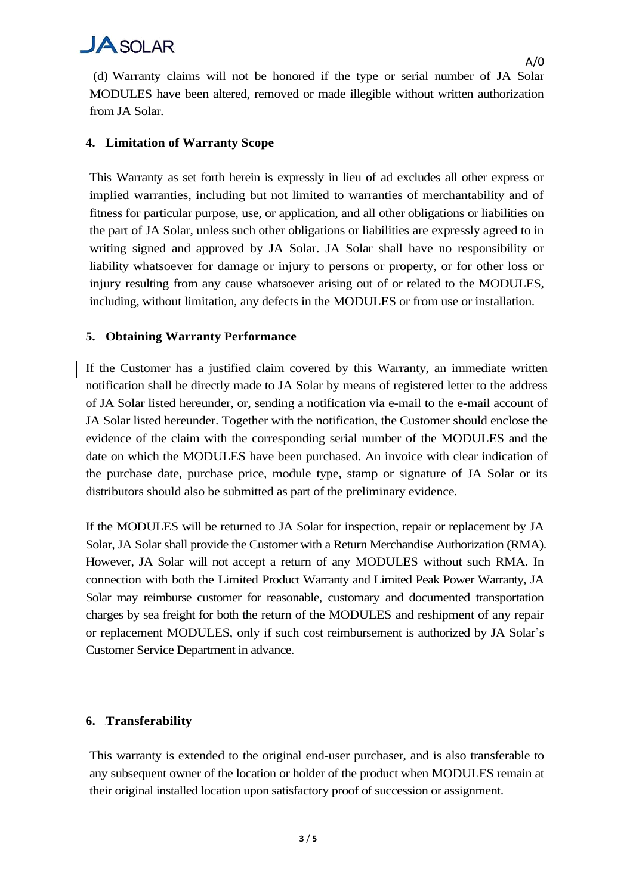(d) Warranty claims will not be honored if the type or serial number of JA Solar MODULES have been altered, removed or made illegible without written authorization from JA Solar.

## 4. Limitation of Warranty Scope

This Warranty as set forth herein is expressly in lieu of ad excludes all other express or implied warranties, including but not limited to warranties of merchantability and of fitness for particular purpose, use, or application, and all other obligations or liabilities on the part of JA Solar, unless such other obligations or liabilities are expressly agreed to in writing signed and approved by JA Solar. JA Solar shall have no responsibility or liability whatsoever for damage or injury to persons or property, or for other loss or injury resulting from any cause whatsoever arising out of or related to the MODULES, including, without limitation, any defects in the MODULES or from use or installation.

## 5. Obtaining Warranty Performance

If the Customer has a justified claim covered by this Warranty, an immediate written notification shall be directly made to JA Solar by means of registered letter to the address of JA Solar listed hereunder, or, sending a notification via e-mail to the e-mail account of JA Solar listed hereunder. Together with the notification, the Customer should enclose the evidence of the claim with the corresponding serial number of the MODULES and the date on which the MODULES have been purchased. An invoice with clear indication of the purchase date, purchase price, module type, stamp or signature of JA Solar or its distributors should also be submitted as part of the preliminary evidence.

If the MODULES will be returned to JA Solar for inspection, repair or replacement by JA Solar, JA Solar shall provide the Customer with a Return Merchandise Authorization (RMA). However, JA Solar will not accept a return of any MODULES without such RMA. In connection with both the Limited Product Warranty and Limited Peak Power Warranty, JA Solar may reimburse customer for reasonable, customary and documented transportation charges by sea freight for both the return of the MODULES and reshipment of any repair or replacement MODULES, only if such cost reimbursement is authorized by JA Solar's Customer Service Department in advance.

## 6. Transferability

This warranty is extended to the original end-user purchaser, and is also transferable to any subsequent owner of the location or holder of the product when MODULES remain at their original installed location upon satisfactory proof of succession or assignment.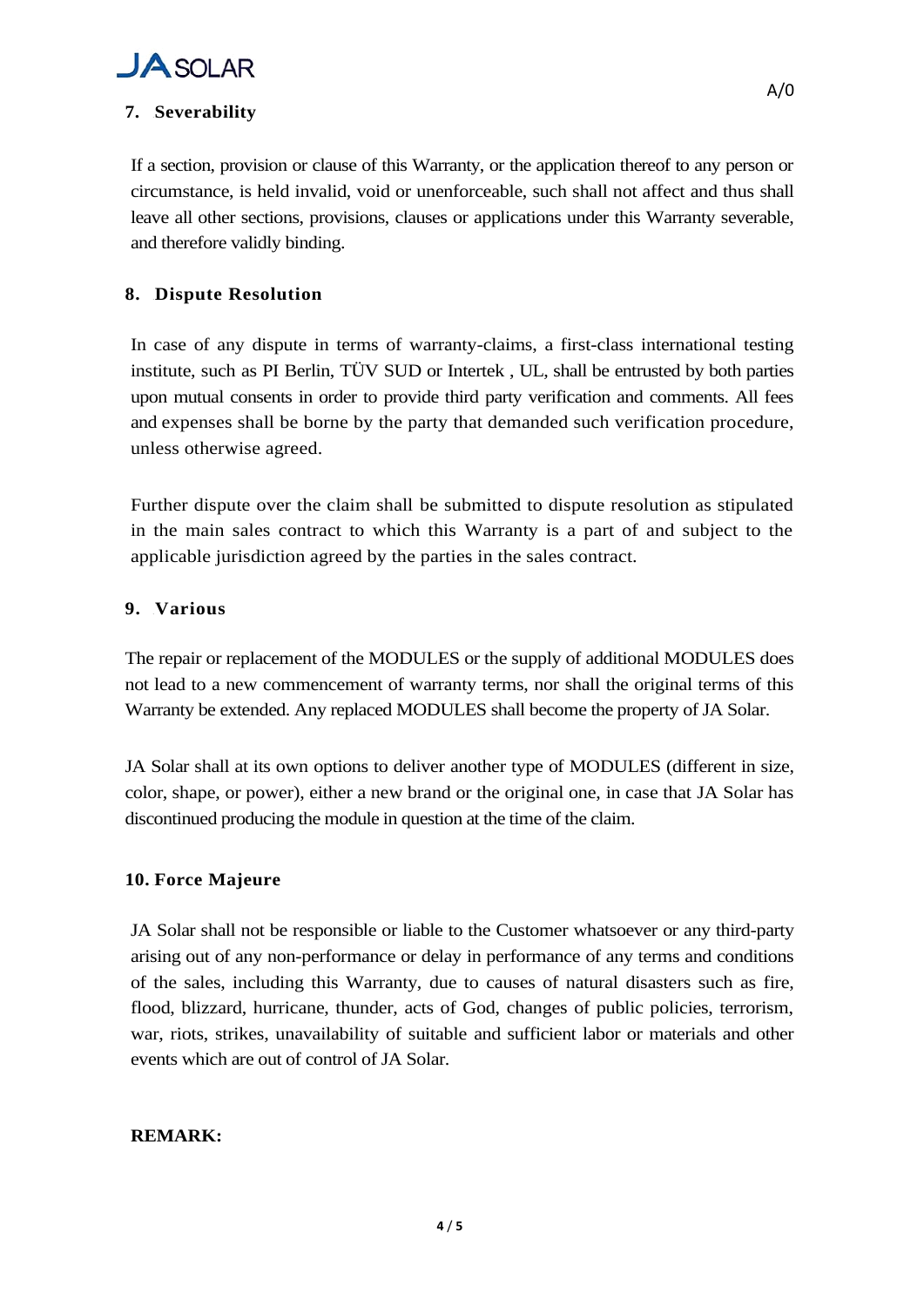## 7. Severability

If a section, provision or clause of this Warranty, or the application thereof to any person or circumstance, is held invalid, void or unenforceable, such shall not affect and thus shall leave all other sections, provisions, clauses or applications under this Warranty severable, and therefore validly binding.

## 8. Dispute Resolution

In case of any dispute in terms of warranty-claims, a first-class international testing institute, such as PI Berlin, TÜV SUD or Intertek , UL, shall be entrusted by both parties upon mutual consents in order to provide third party verification and comments. All fees and expenses shall be borne by the party that demanded such verification procedure, unless otherwise agreed.

Further dispute over the claim shall be submitted to dispute resolution as stipulated in the main sales contract to which this Warranty is a part of and subject to the applicable jurisdiction agreed by the parties in the sales contract.

## 9. Various

The repair or replacement of the MODULES or the supply of additional MODULES does not lead to a new commencement of warranty terms, nor shall the original terms of this Warranty be extended. Any replaced MODULES shall become the property of JA Solar.

JA Solar shall at its own options to deliver another type of MODULES (different in size, color, shape, or power), either a new brand or the original one, in case that JA Solar has discontinued producing the module in question at the time of the claim.

## 10. Force Majeure

JA Solar shall not be responsible or liable to the Customer whatsoever or any third-party arising out of any non-performance or delay in performance of any terms and conditions of the sales, including this Warranty, due to causes of natural disasters such as fire, flood, blizzard, hurricane, thunder, acts of God, changes of public policies, terrorism, war, riots, strikes, unavailability of suitable and sufficient labor or materials and other events which are out of control of JA Solar.

**REMARK:**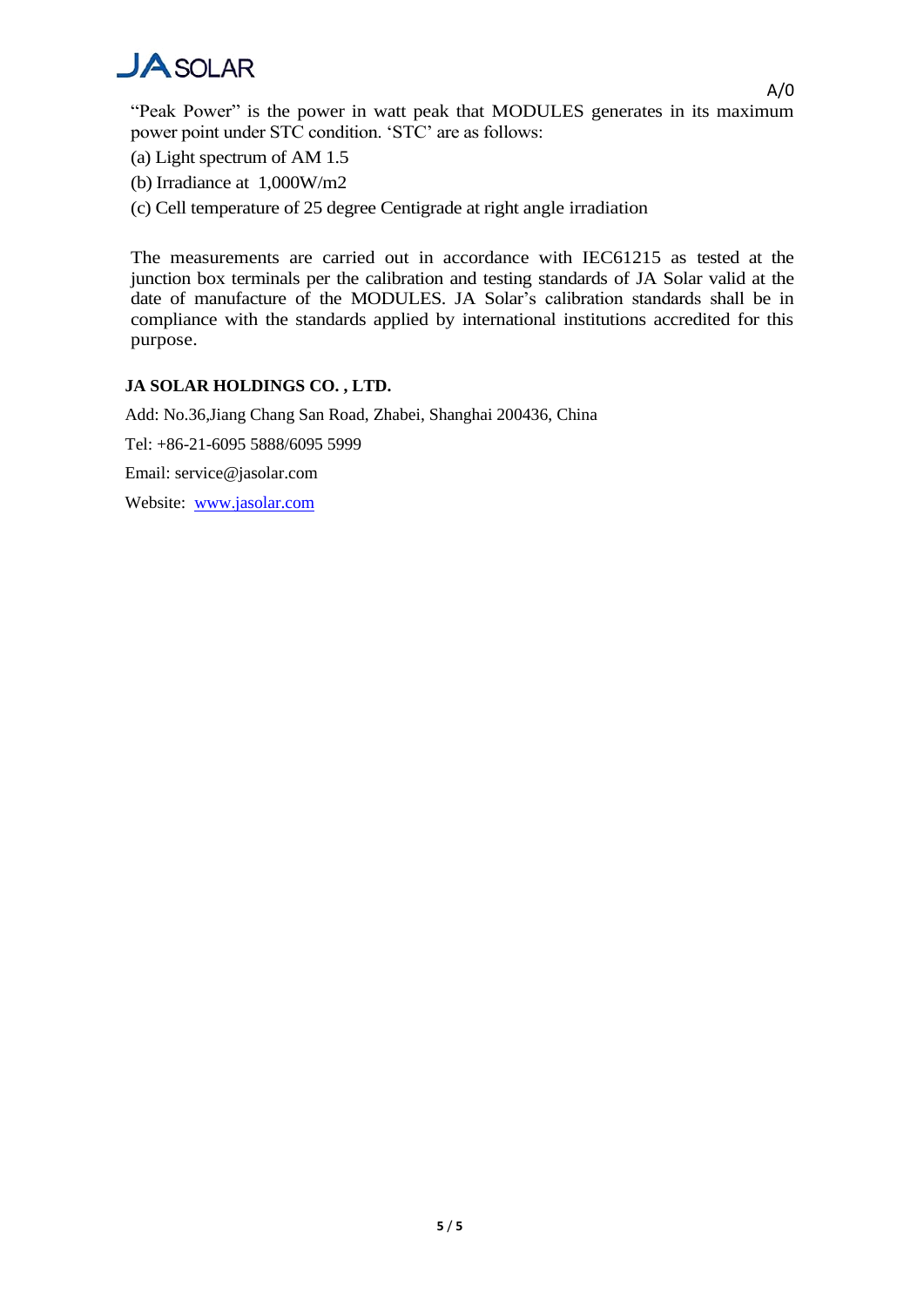"Peak Power" is the power in watt peak that MODULES generates in its maximum power point under STC condition. 'STC' are as follows:

(a) Light spectrum of AM 1.5

(b) Irradiance at 1,000W/m2

(c) Cell temperature of 25 degree Centigrade at right angle irradiation

The measurements are carried out in accordance with IEC61215 as tested at the junction box terminals per the calibration and testing standards of JA Solar valid at the date of manufacture of the MODULES. JA Solar's calibration standards shall be in compliance with the standards applied by international institutions accredited for this purpose.

**JA SOLAR HOLDINGS CO. , LTD.**

Add: No.36,Jiang Chang San Road, Zhabei, Shanghai 200436, China

Tel: +86-21-6095 5888/6095 5999

Email: service@jasolar.com

Website: www.jasolar.com